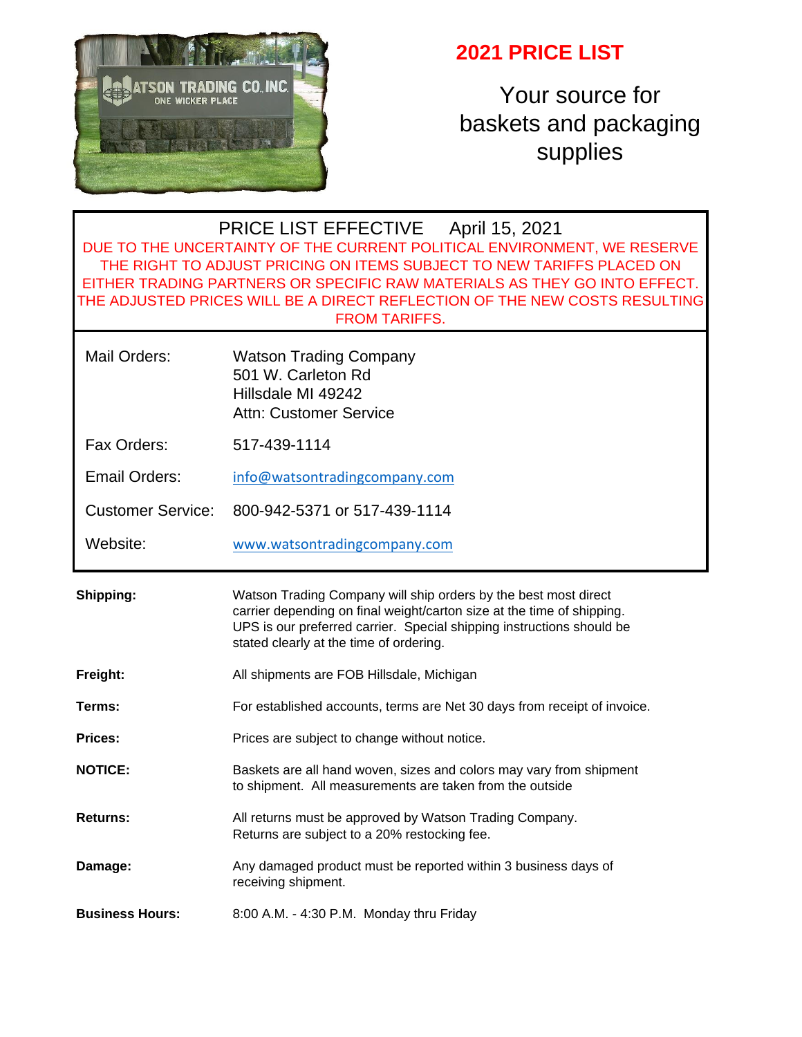# 2021 PRICE LIST

Your source for baskets and packaging supplies

PRICE LIST EFFECTIVE April 15, 2021

DUE TO THE UNCERTAINTY OF THE CURRENT POLITICAL ENVIRONMENT, WE RESERVE THE RIGHT TO ADJUST PRICING ON ITEMS SUBJECT TO NEW TARIFFS PLACED ON EITHER TRADING PARTNERS OR SPECIFIC RAW MATERIALS AS THEY GO INTO EFFECT. THE ADJUSTED PRICES WILL BE A DIRECT REFLECTION OF THE NEW COSTS RESULTING FROM TARIFFS.

| | |
|---|---|
| Mail Orders: | Watson Trading Company<br>501 W. Carleton Rd<br>Hillsdale MI 49242<br>Attn: Customer Service |
| Fax Orders: | 517-439-1114 |
| Email Orders: | info@watsontradingcompany.com |
| Customer Service: | 800-942-5371 or 517-439-1114 |
| Website: | www.watsontradingcompany.com |

**Shipping:** Watson Trading Company will ship orders by the best most direct carrier depending on final weight/carton size at the time of shipping. UPS is our preferred carrier. Special shipping instructions should be stated clearly at the time of ordering.

**Freight:** All shipments are FOB Hillsdale, Michigan

**Terms:** For established accounts, terms are Net 30 days from receipt of invoice.

**Prices:** Prices are subject to change without notice.

**NOTICE:** Baskets are all hand woven, sizes and colors may vary from shipment to shipment. All measurements are taken from the outside

**Returns:** All returns must be approved by Watson Trading Company. Returns are subject to a 20% restocking fee.

**Damage:** Any damaged product must be reported within 3 business days of receiving shipment.

**Business Hours:** 8:00 A.M. - 4:30 P.M. Monday thru Friday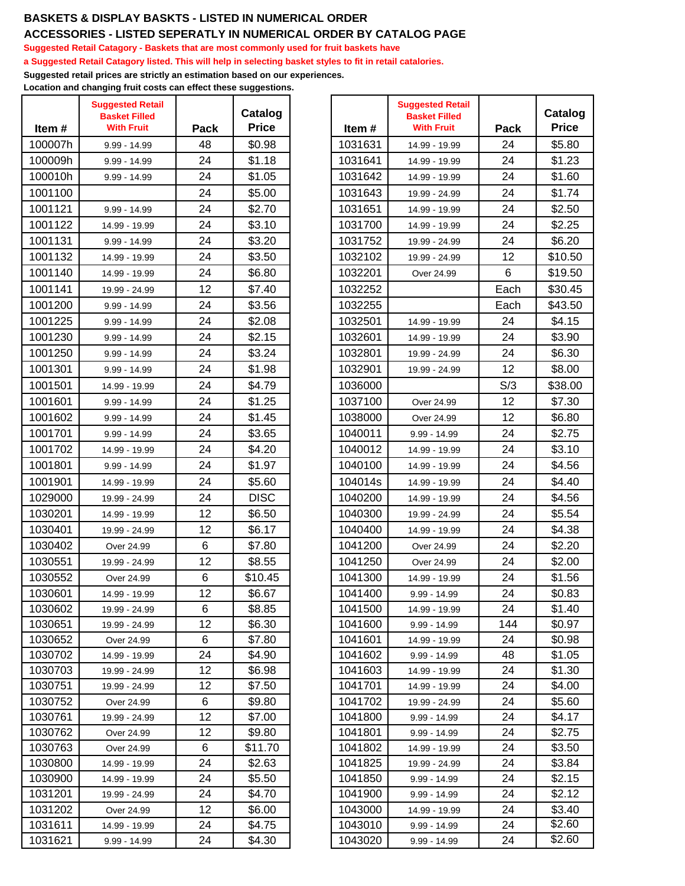**BASKETS & DISPLAY BASKTS - LISTED IN NUMERICAL ORDER**

**ACCESSORIES - LISTED SEPERATLY IN NUMERICAL ORDER BY CATALOG PAGE**

**Suggested Retail Catagory - Baskets that are most commonly used for fruit baskets have a Suggested Retail Catagory listed. This will help in selecting basket styles to fit in retail catalories.**

**Suggested retail prices are strictly an estimation based on our experiences. Location and changing fruit costs can effect these suggestions.**

| Item # | Suggested Retail Basket Filled With Fruit | Pack | Catalog Price |
|---|---|---|---|
| 100007h | 9.99 - 14.99 | 48 | $0.98 |
| 100009h | 9.99 - 14.99 | 24 | $1.18 |
| 100010h | 9.99 - 14.99 | 24 | $1.05 |
| 1001100 | | 24 | $5.00 |
| 1001121 | 9.99 - 14.99 | 24 | $2.70 |
| 1001122 | 14.99 - 19.99 | 24 | $3.10 |
| 1001131 | 9.99 - 14.99 | 24 | $3.20 |
| 1001132 | 14.99 - 19.99 | 24 | $3.50 |
| 1001140 | 14.99 - 19.99 | 24 | $6.80 |
| 1001141 | 19.99 - 24.99 | 12 | $7.40 |
| 1001200 | 9.99 - 14.99 | 24 | $3.56 |
| 1001225 | 9.99 - 14.99 | 24 | $2.08 |
| 1001230 | 9.99 - 14.99 | 24 | $2.15 |
| 1001250 | 9.99 - 14.99 | 24 | $3.24 |
| 1001301 | 9.99 - 14.99 | 24 | $1.98 |
| 1001501 | 14.99 - 19.99 | 24 | $4.79 |
| 1001601 | 9.99 - 14.99 | 24 | $1.25 |
| 1001602 | 9.99 - 14.99 | 24 | $1.45 |
| 1001701 | 9.99 - 14.99 | 24 | $3.65 |
| 1001702 | 14.99 - 19.99 | 24 | $4.20 |
| 1001801 | 9.99 - 14.99 | 24 | $1.97 |
| 1001901 | 14.99 - 19.99 | 24 | $5.60 |
| 1029000 | 19.99 - 24.99 | 24 | DISC |
| 1030201 | 14.99 - 19.99 | 12 | $6.50 |
| 1030401 | 19.99 - 24.99 | 12 | $6.17 |
| 1030402 | Over 24.99 | 6 | $7.80 |
| 1030551 | 19.99 - 24.99 | 12 | $8.55 |
| 1030552 | Over 24.99 | 6 | $10.45 |
| 1030601 | 14.99 - 19.99 | 12 | $6.67 |
| 1030602 | 19.99 - 24.99 | 6 | $8.85 |
| 1030651 | 19.99 - 24.99 | 12 | $6.30 |
| 1030652 | Over 24.99 | 6 | $7.80 |
| 1030702 | 14.99 - 19.99 | 24 | $4.90 |
| 1030703 | 19.99 - 24.99 | 12 | $6.98 |
| 1030751 | 19.99 - 24.99 | 12 | $7.50 |
| 1030752 | Over 24.99 | 6 | $9.80 |
| 1030761 | 19.99 - 24.99 | 12 | $7.00 |
| 1030762 | Over 24.99 | 12 | $9.80 |
| 1030763 | Over 24.99 | 6 | $11.70 |
| 1030800 | 14.99 - 19.99 | 24 | $2.63 |
| 1030900 | 14.99 - 19.99 | 24 | $5.50 |
| 1031201 | 19.99 - 24.99 | 24 | $4.70 |
| 1031202 | Over 24.99 | 12 | $6.00 |
| 1031611 | 14.99 - 19.99 | 24 | $4.75 |
| 1031621 | 9.99 - 14.99 | 24 | $4.30 |
| 1031631 | 14.99 - 19.99 | 24 | $5.80 |
| 1031641 | 14.99 - 19.99 | 24 | $1.23 |
| 1031642 | 14.99 - 19.99 | 24 | $1.60 |
| 1031643 | 19.99 - 24.99 | 24 | $1.74 |
| 1031651 | 14.99 - 19.99 | 24 | $2.50 |
| 1031700 | 14.99 - 19.99 | 24 | $2.25 |
| 1031752 | 19.99 - 24.99 | 24 | $6.20 |
| 1032102 | 19.99 - 24.99 | 12 | $10.50 |
| 1032201 | Over 24.99 | 6 | $19.50 |
| 1032252 | | Each | $30.45 |
| 1032255 | | Each | $43.50 |
| 1032501 | 14.99 - 19.99 | 24 | $4.15 |
| 1032601 | 14.99 - 19.99 | 24 | $3.90 |
| 1032801 | 19.99 - 24.99 | 24 | $6.30 |
| 1032901 | 19.99 - 24.99 | 12 | $8.00 |
| 1036000 | | S/3 | $38.00 |
| 1037100 | Over 24.99 | 12 | $7.30 |
| 1038000 | Over 24.99 | 12 | $6.80 |
| 1040011 | 9.99 - 14.99 | 24 | $2.75 |
| 1040012 | 14.99 - 19.99 | 24 | $3.10 |
| 1040100 | 14.99 - 19.99 | 24 | $4.56 |
| 104014s | 14.99 - 19.99 | 24 | $4.40 |
| 1040200 | 14.99 - 19.99 | 24 | $4.56 |
| 1040300 | 19.99 - 24.99 | 24 | $5.54 |
| 1040400 | 14.99 - 19.99 | 24 | $4.38 |
| 1041200 | Over 24.99 | 24 | $2.20 |
| 1041250 | Over 24.99 | 24 | $2.00 |
| 1041300 | 14.99 - 19.99 | 24 | $1.56 |
| 1041400 | 9.99 - 14.99 | 24 | $0.83 |
| 1041500 | 14.99 - 19.99 | 24 | $1.40 |
| 1041600 | 9.99 - 14.99 | 144 | $0.97 |
| 1041601 | 14.99 - 19.99 | 24 | $0.98 |
| 1041602 | 9.99 - 14.99 | 48 | $1.05 |
| 1041603 | 14.99 - 19.99 | 24 | $1.30 |
| 1041701 | 14.99 - 19.99 | 24 | $4.00 |
| 1041702 | 19.99 - 24.99 | 24 | $5.60 |
| 1041800 | 9.99 - 14.99 | 24 | $4.17 |
| 1041801 | 9.99 - 14.99 | 24 | $2.75 |
| 1041802 | 14.99 - 19.99 | 24 | $3.50 |
| 1041825 | 19.99 - 24.99 | 24 | $3.84 |
| 1041850 | 9.99 - 14.99 | 24 | $2.15 |
| 1041900 | 9.99 - 14.99 | 24 | $2.12 |
| 1043000 | 14.99 - 19.99 | 24 | $3.40 |
| 1043010 | 9.99 - 14.99 | 24 | $2.60 |
| 1043020 | 9.99 - 14.99 | 24 | $2.60 |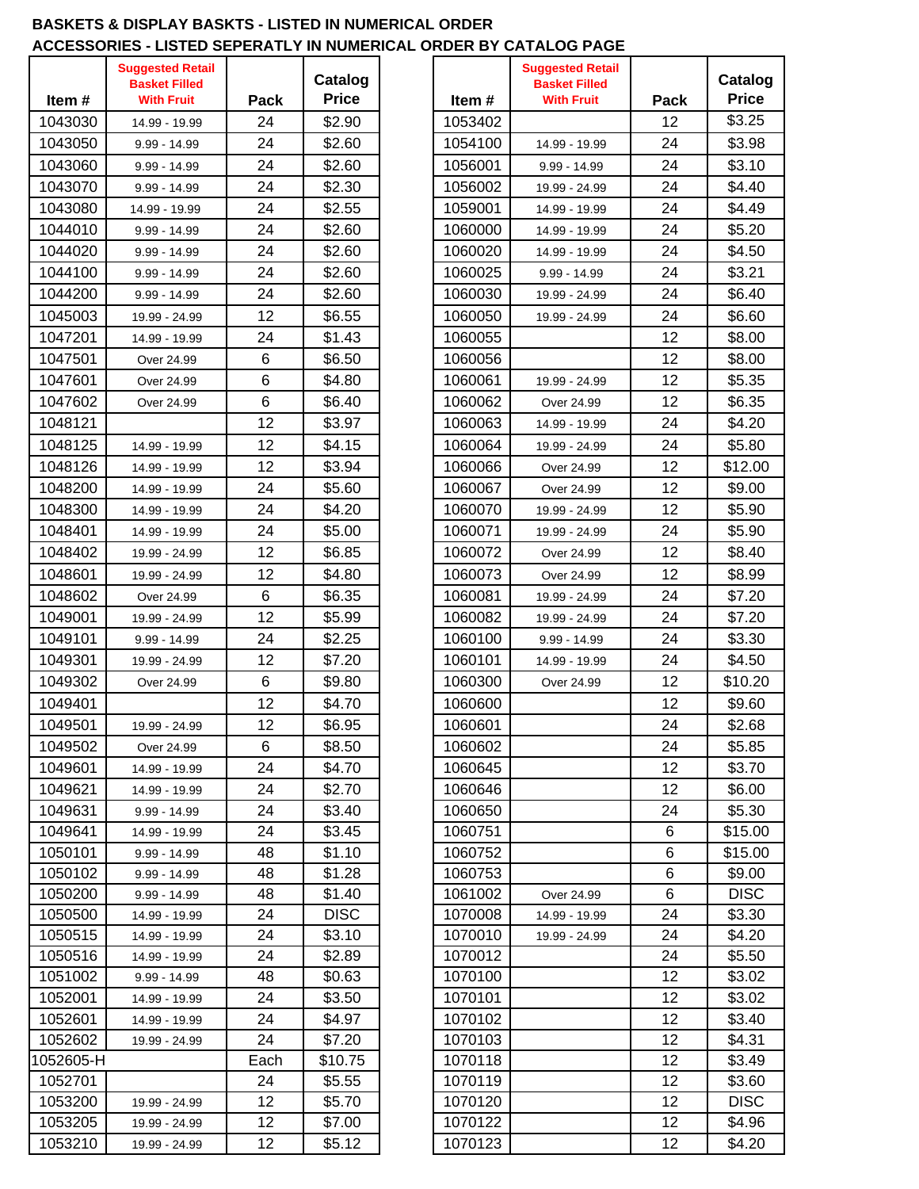**BASKETS & DISPLAY BASKTS - LISTED IN NUMERICAL ORDER**

**ACCESSORIES - LISTED SEPERATLY IN NUMERICAL ORDER BY CATALOG PAGE**

| Item # | Suggested Retail Basket Filled With Fruit | Pack | Catalog Price |
|---|---|---|---|
| 1043030 | 14.99 - 19.99 | 24 | $2.90 |
| 1043050 | 9.99 - 14.99 | 24 | $2.60 |
| 1043060 | 9.99 - 14.99 | 24 | $2.60 |
| 1043070 | 9.99 - 14.99 | 24 | $2.30 |
| 1043080 | 14.99 - 19.99 | 24 | $2.55 |
| 1044010 | 9.99 - 14.99 | 24 | $2.60 |
| 1044020 | 9.99 - 14.99 | 24 | $2.60 |
| 1044100 | 9.99 - 14.99 | 24 | $2.60 |
| 1044200 | 9.99 - 14.99 | 24 | $2.60 |
| 1045003 | 19.99 - 24.99 | 12 | $6.55 |
| 1047201 | 14.99 - 19.99 | 24 | $1.43 |
| 1047501 | Over 24.99 | 6 | $6.50 |
| 1047601 | Over 24.99 | 6 | $4.80 |
| 1047602 | Over 24.99 | 6 | $6.40 |
| 1048121 | | 12 | $3.97 |
| 1048125 | 14.99 - 19.99 | 12 | $4.15 |
| 1048126 | 14.99 - 19.99 | 12 | $3.94 |
| 1048200 | 14.99 - 19.99 | 24 | $5.60 |
| 1048300 | 14.99 - 19.99 | 24 | $4.20 |
| 1048401 | 14.99 - 19.99 | 24 | $5.00 |
| 1048402 | 19.99 - 24.99 | 12 | $6.85 |
| 1048601 | 19.99 - 24.99 | 12 | $4.80 |
| 1048602 | Over 24.99 | 6 | $6.35 |
| 1049001 | 19.99 - 24.99 | 12 | $5.99 |
| 1049101 | 9.99 - 14.99 | 24 | $2.25 |
| 1049301 | 19.99 - 24.99 | 12 | $7.20 |
| 1049302 | Over 24.99 | 6 | $9.80 |
| 1049401 | | 12 | $4.70 |
| 1049501 | 19.99 - 24.99 | 12 | $6.95 |
| 1049502 | Over 24.99 | 6 | $8.50 |
| 1049601 | 14.99 - 19.99 | 24 | $4.70 |
| 1049621 | 14.99 - 19.99 | 24 | $2.70 |
| 1049631 | 9.99 - 14.99 | 24 | $3.40 |
| 1049641 | 14.99 - 19.99 | 24 | $3.45 |
| 1050101 | 9.99 - 14.99 | 48 | $1.10 |
| 1050102 | 9.99 - 14.99 | 48 | $1.28 |
| 1050200 | 9.99 - 14.99 | 48 | $1.40 |
| 1050500 | 14.99 - 19.99 | 24 | DISC |
| 1050515 | 14.99 - 19.99 | 24 | $3.10 |
| 1050516 | 14.99 - 19.99 | 24 | $2.89 |
| 1051002 | 9.99 - 14.99 | 48 | $0.63 |
| 1052001 | 14.99 - 19.99 | 24 | $3.50 |
| 1052601 | 14.99 - 19.99 | 24 | $4.97 |
| 1052602 | 19.99 - 24.99 | 24 | $7.20 |
| 1052605-H | | Each | $10.75 |
| 1052701 | | 24 | $5.55 |
| 1053200 | 19.99 - 24.99 | 12 | $5.70 |
| 1053205 | 19.99 - 24.99 | 12 | $7.00 |
| 1053210 | 19.99 - 24.99 | 12 | $5.12 |
| 1053402 | | 12 | $3.25 |
| 1054100 | 14.99 - 19.99 | 24 | $3.98 |
| 1056001 | 9.99 - 14.99 | 24 | $3.10 |
| 1056002 | 19.99 - 24.99 | 24 | $4.40 |
| 1059001 | 14.99 - 19.99 | 24 | $4.49 |
| 1060000 | 14.99 - 19.99 | 24 | $5.20 |
| 1060020 | 14.99 - 19.99 | 24 | $4.50 |
| 1060025 | 9.99 - 14.99 | 24 | $3.21 |
| 1060030 | 19.99 - 24.99 | 24 | $6.40 |
| 1060050 | 19.99 - 24.99 | 24 | $6.60 |
| 1060055 | | 12 | $8.00 |
| 1060056 | | 12 | $8.00 |
| 1060061 | 19.99 - 24.99 | 12 | $5.35 |
| 1060062 | Over 24.99 | 12 | $6.35 |
| 1060063 | 14.99 - 19.99 | 24 | $4.20 |
| 1060064 | 19.99 - 24.99 | 24 | $5.80 |
| 1060066 | Over 24.99 | 12 | $12.00 |
| 1060067 | Over 24.99 | 12 | $9.00 |
| 1060070 | 19.99 - 24.99 | 12 | $5.90 |
| 1060071 | 19.99 - 24.99 | 24 | $5.90 |
| 1060072 | Over 24.99 | 12 | $8.40 |
| 1060073 | Over 24.99 | 12 | $8.99 |
| 1060081 | 19.99 - 24.99 | 24 | $7.20 |
| 1060082 | 19.99 - 24.99 | 24 | $7.20 |
| 1060100 | 9.99 - 14.99 | 24 | $3.30 |
| 1060101 | 14.99 - 19.99 | 24 | $4.50 |
| 1060300 | Over 24.99 | 12 | $10.20 |
| 1060600 | | 12 | $9.60 |
| 1060601 | | 24 | $2.68 |
| 1060602 | | 24 | $5.85 |
| 1060645 | | 12 | $3.70 |
| 1060646 | | 12 | $6.00 |
| 1060650 | | 24 | $5.30 |
| 1060751 | | 6 | $15.00 |
| 1060752 | | 6 | $15.00 |
| 1060753 | | 6 | $9.00 |
| 1061002 | Over 24.99 | 6 | DISC |
| 1070008 | 14.99 - 19.99 | 24 | $3.30 |
| 1070010 | 19.99 - 24.99 | 24 | $4.20 |
| 1070012 | | 24 | $5.50 |
| 1070100 | | 12 | $3.02 |
| 1070101 | | 12 | $3.02 |
| 1070102 | | 12 | $3.40 |
| 1070103 | | 12 | $4.31 |
| 1070118 | | 12 | $3.49 |
| 1070119 | | 12 | $3.60 |
| 1070120 | | 12 | DISC |
| 1070122 | | 12 | $4.96 |
| 1070123 | | 12 | $4.20 |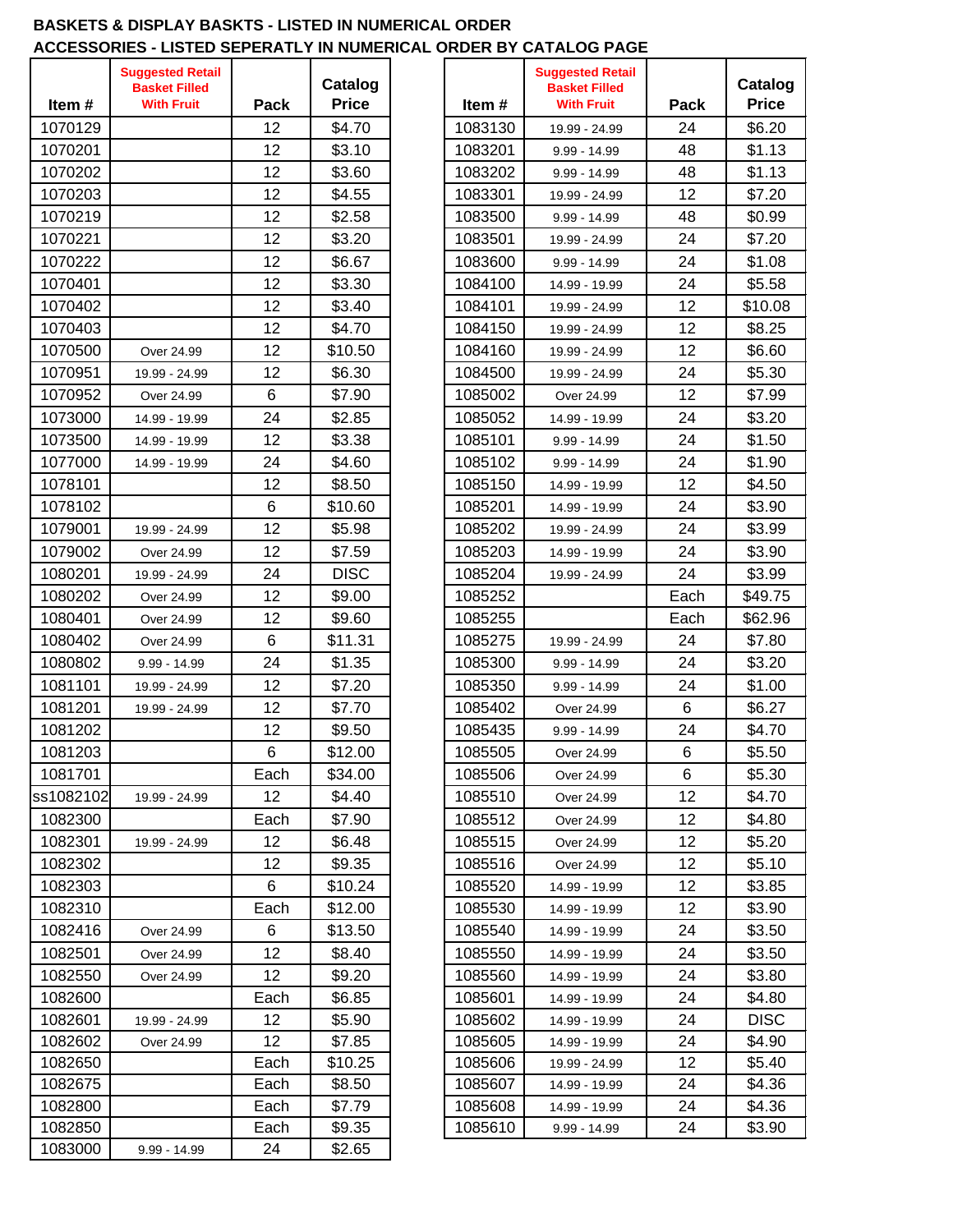**BASKETS & DISPLAY BASKTS - LISTED IN NUMERICAL ORDER**

**ACCESSORIES - LISTED SEPERATLY IN NUMERICAL ORDER BY CATALOG PAGE**

| Item # | Suggested Retail Basket Filled With Fruit | Pack | Catalog Price |
|---|---|---|---|
| 1070129 | | 12 | $4.70 |
| 1070201 | | 12 | $3.10 |
| 1070202 | | 12 | $3.60 |
| 1070203 | | 12 | $4.55 |
| 1070219 | | 12 | $2.58 |
| 1070221 | | 12 | $3.20 |
| 1070222 | | 12 | $6.67 |
| 1070401 | | 12 | $3.30 |
| 1070402 | | 12 | $3.40 |
| 1070403 | | 12 | $4.70 |
| 1070500 | Over 24.99 | 12 | $10.50 |
| 1070951 | 19.99 - 24.99 | 12 | $6.30 |
| 1070952 | Over 24.99 | 6 | $7.90 |
| 1073000 | 14.99 - 19.99 | 24 | $2.85 |
| 1073500 | 14.99 - 19.99 | 12 | $3.38 |
| 1077000 | 14.99 - 19.99 | 24 | $4.60 |
| 1078101 | | 12 | $8.50 |
| 1078102 | | 6 | $10.60 |
| 1079001 | 19.99 - 24.99 | 12 | $5.98 |
| 1079002 | Over 24.99 | 12 | $7.59 |
| 1080201 | 19.99 - 24.99 | 24 | DISC |
| 1080202 | Over 24.99 | 12 | $9.00 |
| 1080401 | Over 24.99 | 12 | $9.60 |
| 1080402 | Over 24.99 | 6 | $11.31 |
| 1080802 | 9.99 - 14.99 | 24 | $1.35 |
| 1081101 | 19.99 - 24.99 | 12 | $7.20 |
| 1081201 | 19.99 - 24.99 | 12 | $7.70 |
| 1081202 | | 12 | $9.50 |
| 1081203 | | 6 | $12.00 |
| 1081701 | | Each | $34.00 |
| ss1082102 | 19.99 - 24.99 | 12 | $4.40 |
| 1082300 | | Each | $7.90 |
| 1082301 | 19.99 - 24.99 | 12 | $6.48 |
| 1082302 | | 12 | $9.35 |
| 1082303 | | 6 | $10.24 |
| 1082310 | | Each | $12.00 |
| 1082416 | Over 24.99 | 6 | $13.50 |
| 1082501 | Over 24.99 | 12 | $8.40 |
| 1082550 | Over 24.99 | 12 | $9.20 |
| 1082600 | | Each | $6.85 |
| 1082601 | 19.99 - 24.99 | 12 | $5.90 |
| 1082602 | Over 24.99 | 12 | $7.85 |
| 1082650 | | Each | $10.25 |
| 1082675 | | Each | $8.50 |
| 1082800 | | Each | $7.79 |
| 1082850 | | Each | $9.35 |
| 1083000 | 9.99 - 14.99 | 24 | $2.65 |
| 1083130 | 19.99 - 24.99 | 24 | $6.20 |
| 1083201 | 9.99 - 14.99 | 48 | $1.13 |
| 1083202 | 9.99 - 14.99 | 48 | $1.13 |
| 1083301 | 19.99 - 24.99 | 12 | $7.20 |
| 1083500 | 9.99 - 14.99 | 48 | $0.99 |
| 1083501 | 19.99 - 24.99 | 24 | $7.20 |
| 1083600 | 9.99 - 14.99 | 24 | $1.08 |
| 1084100 | 14.99 - 19.99 | 24 | $5.58 |
| 1084101 | 19.99 - 24.99 | 12 | $10.08 |
| 1084150 | 19.99 - 24.99 | 12 | $8.25 |
| 1084160 | 19.99 - 24.99 | 12 | $6.60 |
| 1084500 | 19.99 - 24.99 | 24 | $5.30 |
| 1085002 | Over 24.99 | 12 | $7.99 |
| 1085052 | 14.99 - 19.99 | 24 | $3.20 |
| 1085101 | 9.99 - 14.99 | 24 | $1.50 |
| 1085102 | 9.99 - 14.99 | 24 | $1.90 |
| 1085150 | 14.99 - 19.99 | 12 | $4.50 |
| 1085201 | 14.99 - 19.99 | 24 | $3.90 |
| 1085202 | 19.99 - 24.99 | 24 | $3.99 |
| 1085203 | 14.99 - 19.99 | 24 | $3.90 |
| 1085204 | 19.99 - 24.99 | 24 | $3.99 |
| 1085252 | | Each | $49.75 |
| 1085255 | | Each | $62.96 |
| 1085275 | 19.99 - 24.99 | 24 | $7.80 |
| 1085300 | 9.99 - 14.99 | 24 | $3.20 |
| 1085350 | 9.99 - 14.99 | 24 | $1.00 |
| 1085402 | Over 24.99 | 6 | $6.27 |
| 1085435 | 9.99 - 14.99 | 24 | $4.70 |
| 1085505 | Over 24.99 | 6 | $5.50 |
| 1085506 | Over 24.99 | 6 | $5.30 |
| 1085510 | Over 24.99 | 12 | $4.70 |
| 1085512 | Over 24.99 | 12 | $4.80 |
| 1085515 | Over 24.99 | 12 | $5.20 |
| 1085516 | Over 24.99 | 12 | $5.10 |
| 1085520 | 14.99 - 19.99 | 12 | $3.85 |
| 1085530 | 14.99 - 19.99 | 12 | $3.90 |
| 1085540 | 14.99 - 19.99 | 24 | $3.50 |
| 1085550 | 14.99 - 19.99 | 24 | $3.50 |
| 1085560 | 14.99 - 19.99 | 24 | $3.80 |
| 1085601 | 14.99 - 19.99 | 24 | $4.80 |
| 1085602 | 14.99 - 19.99 | 24 | DISC |
| 1085605 | 14.99 - 19.99 | 24 | $4.90 |
| 1085606 | 19.99 - 24.99 | 12 | $5.40 |
| 1085607 | 14.99 - 19.99 | 24 | $4.36 |
| 1085608 | 14.99 - 19.99 | 24 | $4.36 |
| 1085610 | 9.99 - 14.99 | 24 | $3.90 |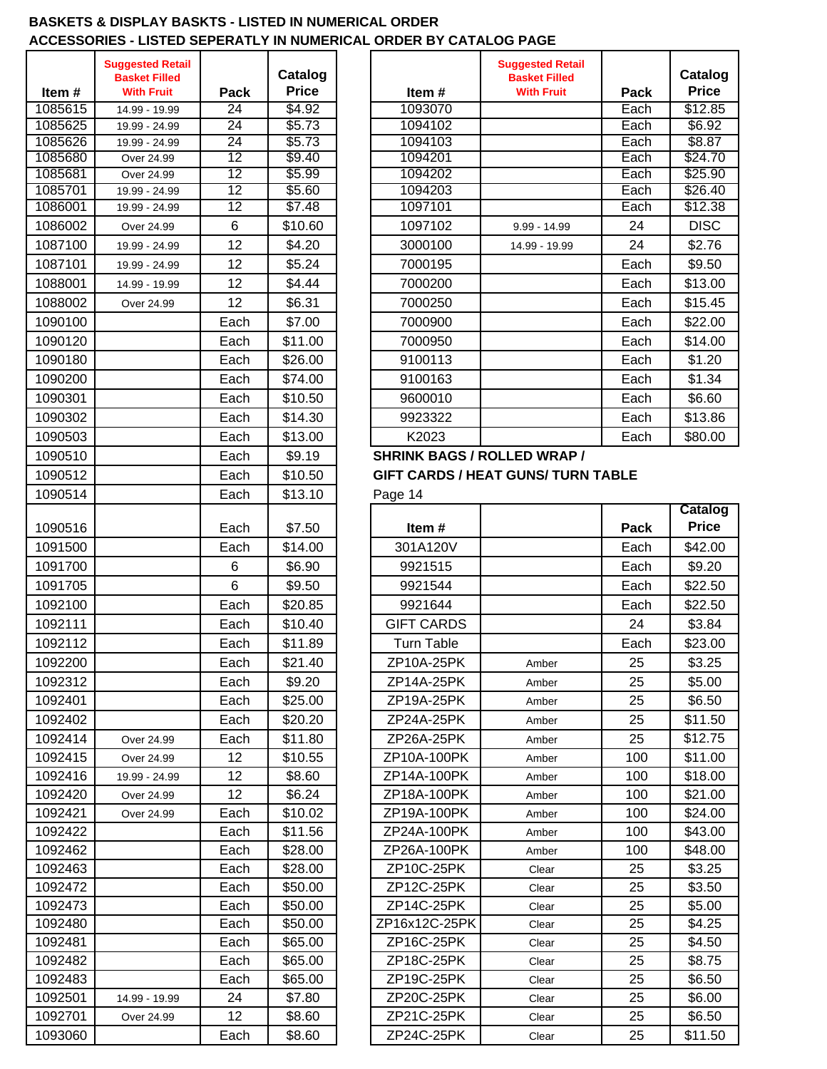**BASKETS & DISPLAY BASKTS - LISTED IN NUMERICAL ORDER**
**ACCESSORIES - LISTED SEPERATLY IN NUMERICAL ORDER BY CATALOG PAGE**

| Item # | Suggested Retail Basket Filled With Fruit | Pack | Catalog Price |
|---|---|---|---|
| 1085615 | 14.99 - 19.99 | 24 | $4.92 |
| 1085625 | 19.99 - 24.99 | 24 | $5.73 |
| 1085626 | 19.99 - 24.99 | 24 | $5.73 |
| 1085680 | Over 24.99 | 12 | $9.40 |
| 1085681 | Over 24.99 | 12 | $5.99 |
| 1085701 | 19.99 - 24.99 | 12 | $5.60 |
| 1086001 | 19.99 - 24.99 | 12 | $7.48 |
| 1086002 | Over 24.99 | 6 | $10.60 |
| 1087100 | 19.99 - 24.99 | 12 | $4.20 |
| 1087101 | 19.99 - 24.99 | 12 | $5.24 |
| 1088001 | 14.99 - 19.99 | 12 | $4.44 |
| 1088002 | Over 24.99 | 12 | $6.31 |
| 1090100 | | Each | $7.00 |
| 1090120 | | Each | $11.00 |
| 1090180 | | Each | $26.00 |
| 1090200 | | Each | $74.00 |
| 1090301 | | Each | $10.50 |
| 1090302 | | Each | $14.30 |
| 1090503 | | Each | $13.00 |
| 1090510 | | Each | $9.19 |
| 1090512 | | Each | $10.50 |
| 1090514 | | Each | $13.10 |
| 1090516 | | Each | $7.50 |
| 1091500 | | Each | $14.00 |
| 1091700 | | 6 | $6.90 |
| 1091705 | | 6 | $9.50 |
| 1092100 | | Each | $20.85 |
| 1092111 | | Each | $10.40 |
| 1092112 | | Each | $11.89 |
| 1092200 | | Each | $21.40 |
| 1092312 | | Each | $9.20 |
| 1092401 | | Each | $25.00 |
| 1092402 | | Each | $20.20 |
| 1092414 | Over 24.99 | Each | $11.80 |
| 1092415 | Over 24.99 | 12 | $10.55 |
| 1092416 | 19.99 - 24.99 | 12 | $8.60 |
| 1092420 | Over 24.99 | 12 | $6.24 |
| 1092421 | Over 24.99 | Each | $10.02 |
| 1092422 | | Each | $11.56 |
| 1092462 | | Each | $28.00 |
| 1092463 | | Each | $28.00 |
| 1092472 | | Each | $50.00 |
| 1092473 | | Each | $50.00 |
| 1092480 | | Each | $50.00 |
| 1092481 | | Each | $65.00 |
| 1092482 | | Each | $65.00 |
| 1092483 | | Each | $65.00 |
| 1092501 | 14.99 - 19.99 | 24 | $7.80 |
| 1092701 | Over 24.99 | 12 | $8.60 |
| 1093060 | | Each | $8.60 |
| 1093070 | | Each | $12.85 |
| 1094102 | | Each | $6.92 |
| 1094103 | | Each | $8.87 |
| 1094201 | | Each | $24.70 |
| 1094202 | | Each | $25.90 |
| 1094203 | | Each | $26.40 |
| 1097101 | | Each | $12.38 |
| 1097102 | 9.99 - 14.99 | 24 | DISC |
| 3000100 | 14.99 - 19.99 | 24 | $2.76 |
| 7000195 | | Each | $9.50 |
| 7000200 | | Each | $13.00 |
| 7000250 | | Each | $15.45 |
| 7000900 | | Each | $22.00 |
| 7000950 | | Each | $14.00 |
| 9100113 | | Each | $1.20 |
| 9100163 | | Each | $1.34 |
| 9600010 | | Each | $6.60 |
| 9923322 | | Each | $13.86 |
| K2023 | | Each | $80.00 |

**SHRINK BAGS / ROLLED WRAP / GIFT CARDS / HEAT GUNS/ TURN TABLE**

Page 14

| Item # | | Pack | Catalog Price |
|---|---|---|---|
| 301A120V | | Each | $42.00 |
| 9921515 | | Each | $9.20 |
| 9921544 | | Each | $22.50 |
| 9921644 | | Each | $22.50 |
| GIFT CARDS | | 24 | $3.84 |
| Turn Table | | Each | $23.00 |
| ZP10A-25PK | Amber | 25 | $3.25 |
| ZP14A-25PK | Amber | 25 | $5.00 |
| ZP19A-25PK | Amber | 25 | $6.50 |
| ZP24A-25PK | Amber | 25 | $11.50 |
| ZP26A-25PK | Amber | 25 | $12.75 |
| ZP10A-100PK | Amber | 100 | $11.00 |
| ZP14A-100PK | Amber | 100 | $18.00 |
| ZP18A-100PK | Amber | 100 | $21.00 |
| ZP19A-100PK | Amber | 100 | $24.00 |
| ZP24A-100PK | Amber | 100 | $43.00 |
| ZP26A-100PK | Amber | 100 | $48.00 |
| ZP10C-25PK | Clear | 25 | $3.25 |
| ZP12C-25PK | Clear | 25 | $3.50 |
| ZP14C-25PK | Clear | 25 | $5.00 |
| ZP16x12C-25PK | Clear | 25 | $4.25 |
| ZP16C-25PK | Clear | 25 | $4.50 |
| ZP18C-25PK | Clear | 25 | $8.75 |
| ZP19C-25PK | Clear | 25 | $6.50 |
| ZP20C-25PK | Clear | 25 | $6.00 |
| ZP21C-25PK | Clear | 25 | $6.50 |
| ZP24C-25PK | Clear | 25 | $11.50 |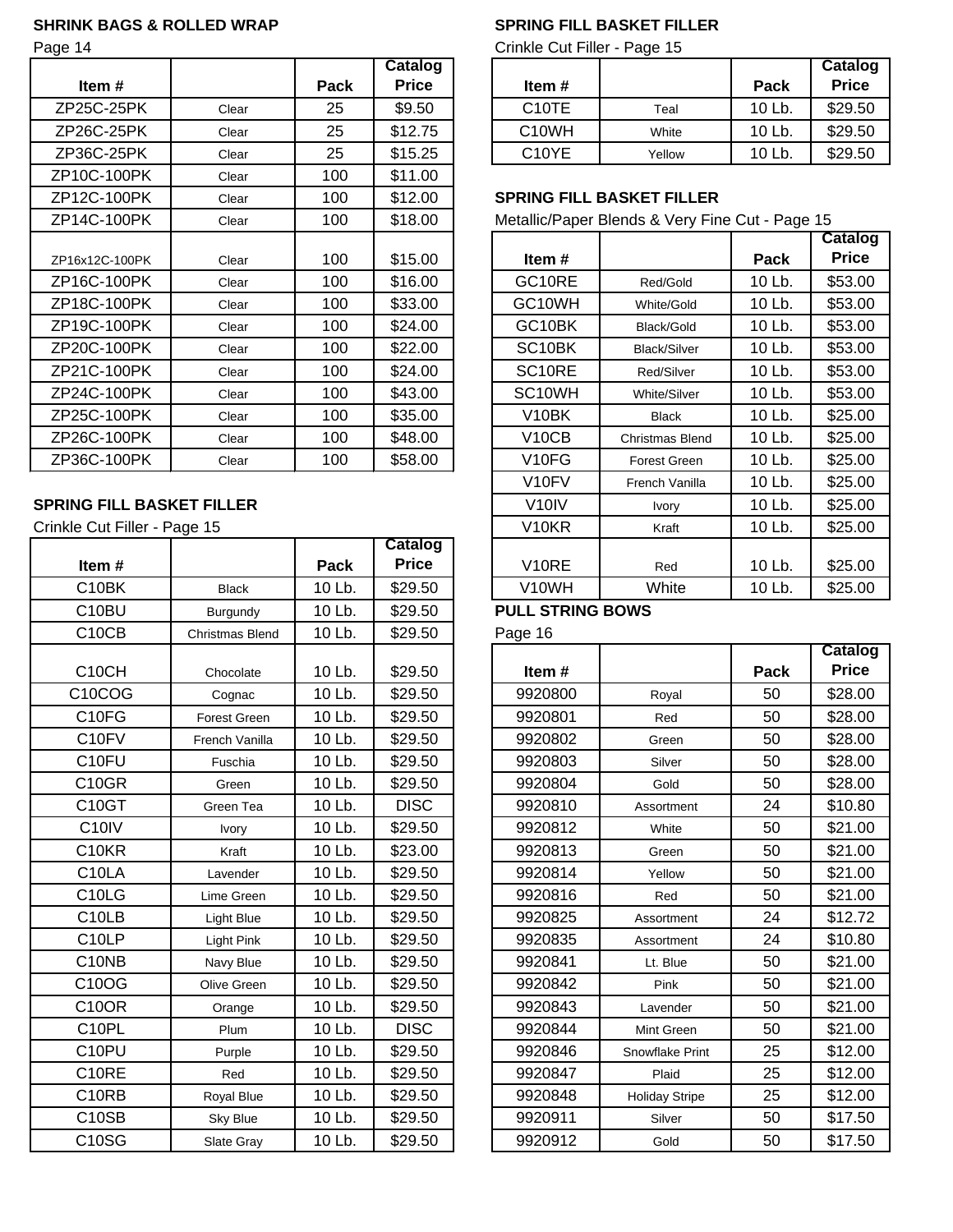## SHRINK BAGS & ROLLED WRAP

Page 14

| Item # | | Pack | Catalog Price |
|---|---|---|---|
| ZP25C-25PK | Clear | 25 | $9.50 |
| ZP26C-25PK | Clear | 25 | $12.75 |
| ZP36C-25PK | Clear | 25 | $15.25 |
| ZP10C-100PK | Clear | 100 | $11.00 |
| ZP12C-100PK | Clear | 100 | $12.00 |
| ZP14C-100PK | Clear | 100 | $18.00 |
| ZP16x12C-100PK | Clear | 100 | $15.00 |
| ZP16C-100PK | Clear | 100 | $16.00 |
| ZP18C-100PK | Clear | 100 | $33.00 |
| ZP19C-100PK | Clear | 100 | $24.00 |
| ZP20C-100PK | Clear | 100 | $22.00 |
| ZP21C-100PK | Clear | 100 | $24.00 |
| ZP24C-100PK | Clear | 100 | $43.00 |
| ZP25C-100PK | Clear | 100 | $35.00 |
| ZP26C-100PK | Clear | 100 | $48.00 |
| ZP36C-100PK | Clear | 100 | $58.00 |

## SPRING FILL BASKET FILLER

Crinkle Cut Filler - Page 15

| Item # | | Pack | Catalog Price |
|---|---|---|---|
| C10BK | Black | 10 Lb. | $29.50 |
| C10BU | Burgundy | 10 Lb. | $29.50 |
| C10CB | Christmas Blend | 10 Lb. | $29.50 |
| C10CH | Chocolate | 10 Lb. | $29.50 |
| C10COG | Cognac | 10 Lb. | $29.50 |
| C10FG | Forest Green | 10 Lb. | $29.50 |
| C10FV | French Vanilla | 10 Lb. | $29.50 |
| C10FU | Fuschia | 10 Lb. | $29.50 |
| C10GR | Green | 10 Lb. | $29.50 |
| C10GT | Green Tea | 10 Lb. | DISC |
| C10IV | Ivory | 10 Lb. | $29.50 |
| C10KR | Kraft | 10 Lb. | $23.00 |
| C10LA | Lavender | 10 Lb. | $29.50 |
| C10LG | Lime Green | 10 Lb. | $29.50 |
| C10LB | Light Blue | 10 Lb. | $29.50 |
| C10LP | Light Pink | 10 Lb. | $29.50 |
| C10NB | Navy Blue | 10 Lb. | $29.50 |
| C10OG | Olive Green | 10 Lb. | $29.50 |
| C10OR | Orange | 10 Lb. | $29.50 |
| C10PL | Plum | 10 Lb. | DISC |
| C10PU | Purple | 10 Lb. | $29.50 |
| C10RE | Red | 10 Lb. | $29.50 |
| C10RB | Royal Blue | 10 Lb. | $29.50 |
| C10SB | Sky Blue | 10 Lb. | $29.50 |
| C10SG | Slate Gray | 10 Lb. | $29.50 |

## SPRING FILL BASKET FILLER

Crinkle Cut Filler - Page 15

| Item # | | Pack | Catalog Price |
|---|---|---|---|
| C10TE | Teal | 10 Lb. | $29.50 |
| C10WH | White | 10 Lb. | $29.50 |
| C10YE | Yellow | 10 Lb. | $29.50 |

## SPRING FILL BASKET FILLER

Metallic/Paper Blends & Very Fine Cut - Page 15

| Item # | | Pack | Catalog Price |
|---|---|---|---|
| GC10RE | Red/Gold | 10 Lb. | $53.00 |
| GC10WH | White/Gold | 10 Lb. | $53.00 |
| GC10BK | Black/Gold | 10 Lb. | $53.00 |
| SC10BK | Black/Silver | 10 Lb. | $53.00 |
| SC10RE | Red/Silver | 10 Lb. | $53.00 |
| SC10WH | White/Silver | 10 Lb. | $53.00 |
| V10BK | Black | 10 Lb. | $25.00 |
| V10CB | Christmas Blend | 10 Lb. | $25.00 |
| V10FG | Forest Green | 10 Lb. | $25.00 |
| V10FV | French Vanilla | 10 Lb. | $25.00 |
| V10IV | Ivory | 10 Lb. | $25.00 |
| V10KR | Kraft | 10 Lb. | $25.00 |
| V10RE | Red | 10 Lb. | $25.00 |
| V10WH | White | 10 Lb. | $25.00 |

## PULL STRING BOWS

Page 16

| Item # | | Pack | Catalog Price |
|---|---|---|---|
| 9920800 | Royal | 50 | $28.00 |
| 9920801 | Red | 50 | $28.00 |
| 9920802 | Green | 50 | $28.00 |
| 9920803 | Silver | 50 | $28.00 |
| 9920804 | Gold | 50 | $28.00 |
| 9920810 | Assortment | 24 | $10.80 |
| 9920812 | White | 50 | $21.00 |
| 9920813 | Green | 50 | $21.00 |
| 9920814 | Yellow | 50 | $21.00 |
| 9920816 | Red | 50 | $21.00 |
| 9920825 | Assortment | 24 | $12.72 |
| 9920835 | Assortment | 24 | $10.80 |
| 9920841 | Lt. Blue | 50 | $21.00 |
| 9920842 | Pink | 50 | $21.00 |
| 9920843 | Lavender | 50 | $21.00 |
| 9920844 | Mint Green | 50 | $21.00 |
| 9920846 | Snowflake Print | 25 | $12.00 |
| 9920847 | Plaid | 25 | $12.00 |
| 9920848 | Holiday Stripe | 25 | $12.00 |
| 9920911 | Silver | 50 | $17.50 |
| 9920912 | Gold | 50 | $17.50 |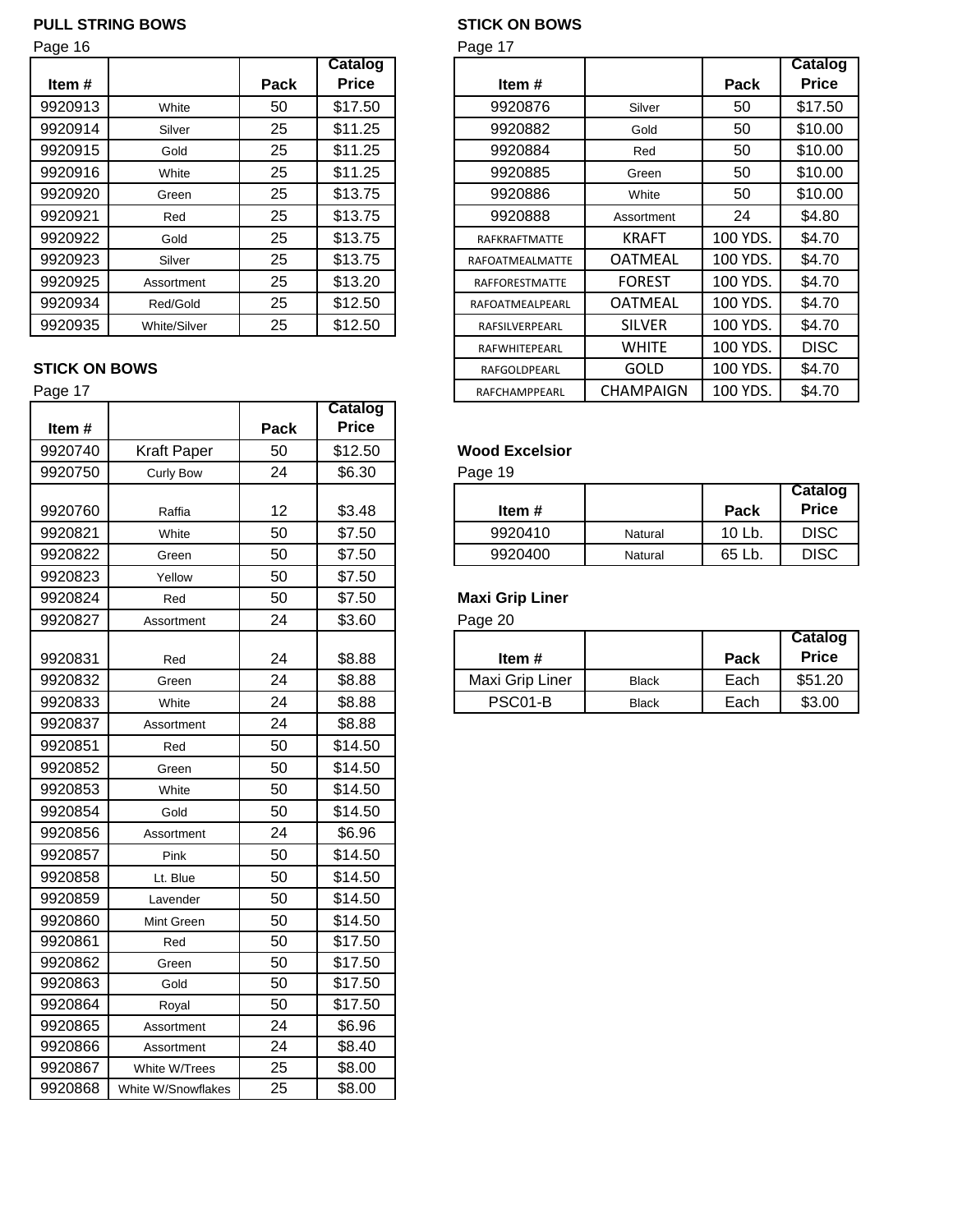**PULL STRING BOWS**

Page 16

| Item # | | Pack | Catalog Price |
|---|---|---|---|
| 9920913 | White | 50 | $17.50 |
| 9920914 | Silver | 25 | $11.25 |
| 9920915 | Gold | 25 | $11.25 |
| 9920916 | White | 25 | $11.25 |
| 9920920 | Green | 25 | $13.75 |
| 9920921 | Red | 25 | $13.75 |
| 9920922 | Gold | 25 | $13.75 |
| 9920923 | Silver | 25 | $13.75 |
| 9920925 | Assortment | 25 | $13.20 |
| 9920934 | Red/Gold | 25 | $12.50 |
| 9920935 | White/Silver | 25 | $12.50 |

**STICK ON BOWS**

Page 17

| Item # | | Pack | Catalog Price |
|---|---|---|---|
| 9920740 | Kraft Paper | 50 | $12.50 |
| 9920750 | Curly Bow | 24 | $6.30 |
| 9920760 | Raffia | 12 | $3.48 |
| 9920821 | White | 50 | $7.50 |
| 9920822 | Green | 50 | $7.50 |
| 9920823 | Yellow | 50 | $7.50 |
| 9920824 | Red | 50 | $7.50 |
| 9920827 | Assortment | 24 | $3.60 |
| 9920831 | Red | 24 | $8.88 |
| 9920832 | Green | 24 | $8.88 |
| 9920833 | White | 24 | $8.88 |
| 9920837 | Assortment | 24 | $8.88 |
| 9920851 | Red | 50 | $14.50 |
| 9920852 | Green | 50 | $14.50 |
| 9920853 | White | 50 | $14.50 |
| 9920854 | Gold | 50 | $14.50 |
| 9920856 | Assortment | 24 | $6.96 |
| 9920857 | Pink | 50 | $14.50 |
| 9920858 | Lt. Blue | 50 | $14.50 |
| 9920859 | Lavender | 50 | $14.50 |
| 9920860 | Mint Green | 50 | $14.50 |
| 9920861 | Red | 50 | $17.50 |
| 9920862 | Green | 50 | $17.50 |
| 9920863 | Gold | 50 | $17.50 |
| 9920864 | Royal | 50 | $17.50 |
| 9920865 | Assortment | 24 | $6.96 |
| 9920866 | Assortment | 24 | $8.40 |
| 9920867 | White W/Trees | 25 | $8.00 |
| 9920868 | White W/Snowflakes | 25 | $8.00 |

**STICK ON BOWS**

Page 17

| Item # | | Pack | Catalog Price |
|---|---|---|---|
| 9920876 | Silver | 50 | $17.50 |
| 9920882 | Gold | 50 | $10.00 |
| 9920884 | Red | 50 | $10.00 |
| 9920885 | Green | 50 | $10.00 |
| 9920886 | White | 50 | $10.00 |
| 9920888 | Assortment | 24 | $4.80 |
| RAFKRAFTMATTE | KRAFT | 100 YDS. | $4.70 |
| RAFOATMEALMATTE | OATMEAL | 100 YDS. | $4.70 |
| RAFFORESTMATTE | FOREST | 100 YDS. | $4.70 |
| RAFOATMEALPEARL | OATMEAL | 100 YDS. | $4.70 |
| RAFSILVERPEARL | SILVER | 100 YDS. | $4.70 |
| RAFWHITEPEARL | WHITE | 100 YDS. | DISC |
| RAFGOLDPEARL | GOLD | 100 YDS. | $4.70 |
| RAFCHAMPPEARL | CHAMPAIGN | 100 YDS. | $4.70 |

**Wood Excelsior**

Page 19

| Item # | | Pack | Catalog Price |
|---|---|---|---|
| 9920410 | Natural | 10 Lb. | DISC |
| 9920400 | Natural | 65 Lb. | DISC |

**Maxi Grip Liner**

Page 20

| Item # | | Pack | Catalog Price |
|---|---|---|---|
| Maxi Grip Liner | Black | Each | $51.20 |
| PSC01-B | Black | Each | $3.00 |